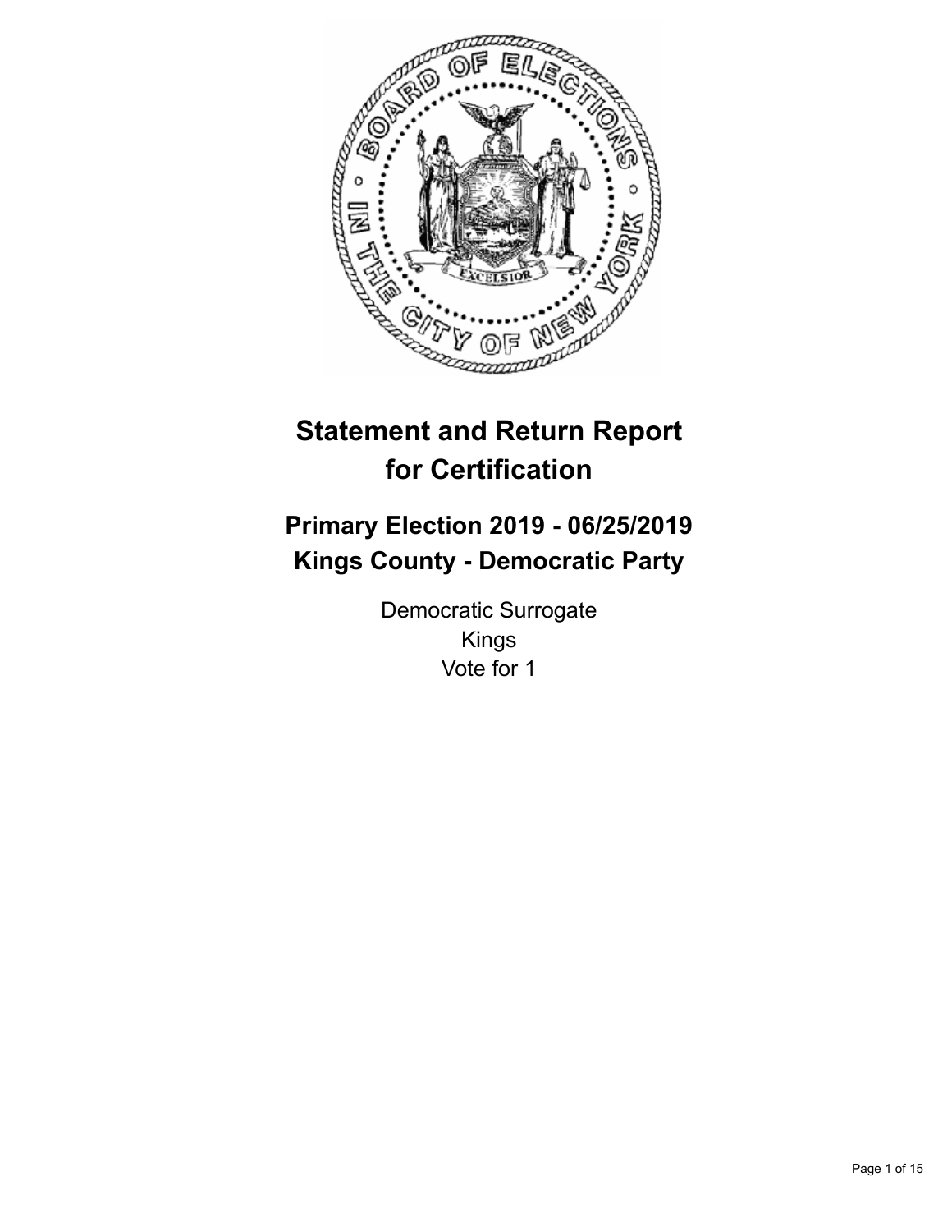# Statement and Return Report for Certification

## Primary Election 2019 - 06/25/2019
## Kings County - Democratic Party

Democratic Surrogate
Kings
Vote for 1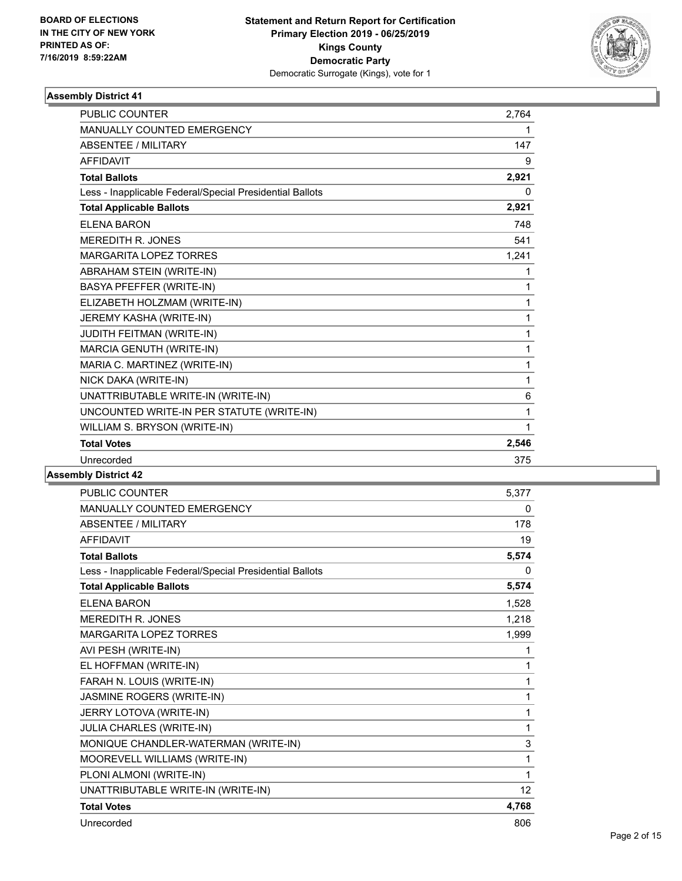**BOARD OF ELECTIONS IN THE CITY OF NEW YORK PRINTED AS OF: 7/16/2019 8:59:22AM**

**Statement and Return Report for Certification**
**Primary Election 2019 - 06/25/2019**
**Kings County**
**Democratic Party**
Democratic Surrogate (Kings), vote for 1

### Assembly District 41

| | |
|---|---|
| PUBLIC COUNTER | 2,764 |
| MANUALLY COUNTED EMERGENCY | 1 |
| ABSENTEE / MILITARY | 147 |
| AFFIDAVIT | 9 |
| **Total Ballots** | **2,921** |
| Less - Inapplicable Federal/Special Presidential Ballots | 0 |
| **Total Applicable Ballots** | **2,921** |
| ELENA BARON | 748 |
| MEREDITH R. JONES | 541 |
| MARGARITA LOPEZ TORRES | 1,241 |
| ABRAHAM STEIN (WRITE-IN) | 1 |
| BASYA PFEFFER (WRITE-IN) | 1 |
| ELIZABETH HOLZMAM (WRITE-IN) | 1 |
| JEREMY KASHA (WRITE-IN) | 1 |
| JUDITH FEITMAN (WRITE-IN) | 1 |
| MARCIA GENUTH (WRITE-IN) | 1 |
| MARIA C. MARTINEZ (WRITE-IN) | 1 |
| NICK DAKA (WRITE-IN) | 1 |
| UNATTRIBUTABLE WRITE-IN (WRITE-IN) | 6 |
| UNCOUNTED WRITE-IN PER STATUTE (WRITE-IN) | 1 |
| WILLIAM S. BRYSON (WRITE-IN) | 1 |
| **Total Votes** | **2,546** |
| Unrecorded | 375 |

### Assembly District 42

| | |
|---|---|
| PUBLIC COUNTER | 5,377 |
| MANUALLY COUNTED EMERGENCY | 0 |
| ABSENTEE / MILITARY | 178 |
| AFFIDAVIT | 19 |
| **Total Ballots** | **5,574** |
| Less - Inapplicable Federal/Special Presidential Ballots | 0 |
| **Total Applicable Ballots** | **5,574** |
| ELENA BARON | 1,528 |
| MEREDITH R. JONES | 1,218 |
| MARGARITA LOPEZ TORRES | 1,999 |
| AVI PESH (WRITE-IN) | 1 |
| EL HOFFMAN (WRITE-IN) | 1 |
| FARAH N. LOUIS (WRITE-IN) | 1 |
| JASMINE ROGERS (WRITE-IN) | 1 |
| JERRY LOTOVA (WRITE-IN) | 1 |
| JULIA CHARLES (WRITE-IN) | 1 |
| MONIQUE CHANDLER-WATERMAN (WRITE-IN) | 3 |
| MOOREVELL WILLIAMS (WRITE-IN) | 1 |
| PLONI ALMONI (WRITE-IN) | 1 |
| UNATTRIBUTABLE WRITE-IN (WRITE-IN) | 12 |
| **Total Votes** | **4,768** |
| Unrecorded | 806 |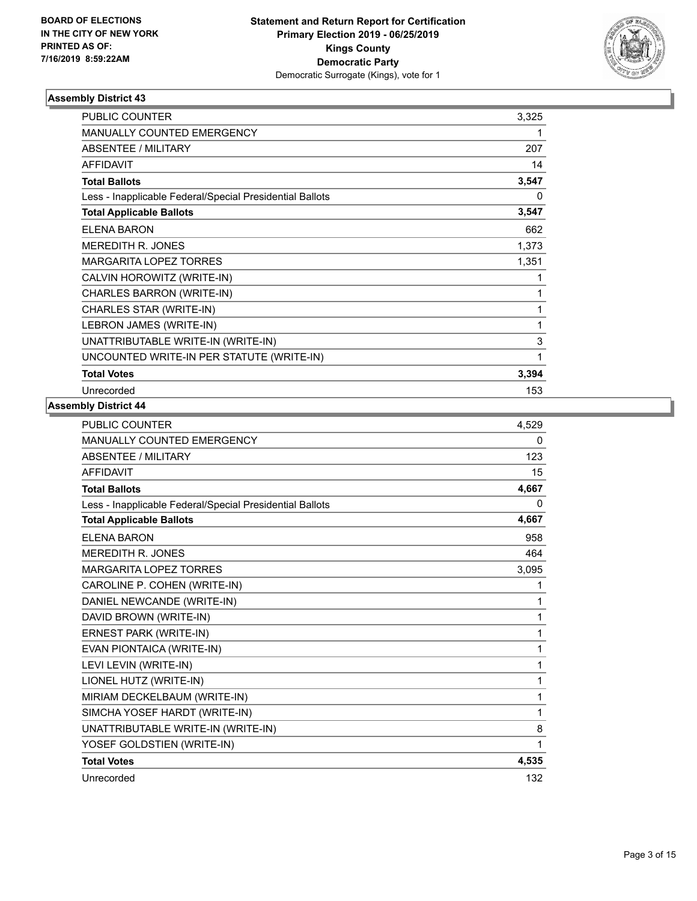**BOARD OF ELECTIONS IN THE CITY OF NEW YORK PRINTED AS OF: 7/16/2019 8:59:22AM**

**Statement and Return Report for Certification Primary Election 2019 - 06/25/2019 Kings County Democratic Party**
Democratic Surrogate (Kings), vote for 1

### Assembly District 43

| | |
|---|---|
| PUBLIC COUNTER | 3,325 |
| MANUALLY COUNTED EMERGENCY | 1 |
| ABSENTEE / MILITARY | 207 |
| AFFIDAVIT | 14 |
| **Total Ballots** | **3,547** |
| Less - Inapplicable Federal/Special Presidential Ballots | 0 |
| **Total Applicable Ballots** | **3,547** |
| ELENA BARON | 662 |
| MEREDITH R. JONES | 1,373 |
| MARGARITA LOPEZ TORRES | 1,351 |
| CALVIN HOROWITZ (WRITE-IN) | 1 |
| CHARLES BARRON (WRITE-IN) | 1 |
| CHARLES STAR (WRITE-IN) | 1 |
| LEBRON JAMES (WRITE-IN) | 1 |
| UNATTRIBUTABLE WRITE-IN (WRITE-IN) | 3 |
| UNCOUNTED WRITE-IN PER STATUTE (WRITE-IN) | 1 |
| **Total Votes** | **3,394** |
| Unrecorded | 153 |

### Assembly District 44

| | |
|---|---|
| PUBLIC COUNTER | 4,529 |
| MANUALLY COUNTED EMERGENCY | 0 |
| ABSENTEE / MILITARY | 123 |
| AFFIDAVIT | 15 |
| **Total Ballots** | **4,667** |
| Less - Inapplicable Federal/Special Presidential Ballots | 0 |
| **Total Applicable Ballots** | **4,667** |
| ELENA BARON | 958 |
| MEREDITH R. JONES | 464 |
| MARGARITA LOPEZ TORRES | 3,095 |
| CAROLINE P. COHEN (WRITE-IN) | 1 |
| DANIEL NEWCANDE (WRITE-IN) | 1 |
| DAVID BROWN (WRITE-IN) | 1 |
| ERNEST PARK (WRITE-IN) | 1 |
| EVAN PIONTAICA (WRITE-IN) | 1 |
| LEVI LEVIN (WRITE-IN) | 1 |
| LIONEL HUTZ (WRITE-IN) | 1 |
| MIRIAM DECKELBAUM (WRITE-IN) | 1 |
| SIMCHA YOSEF HARDT (WRITE-IN) | 1 |
| UNATTRIBUTABLE WRITE-IN (WRITE-IN) | 8 |
| YOSEF GOLDSTIEN (WRITE-IN) | 1 |
| **Total Votes** | **4,535** |
| Unrecorded | 132 |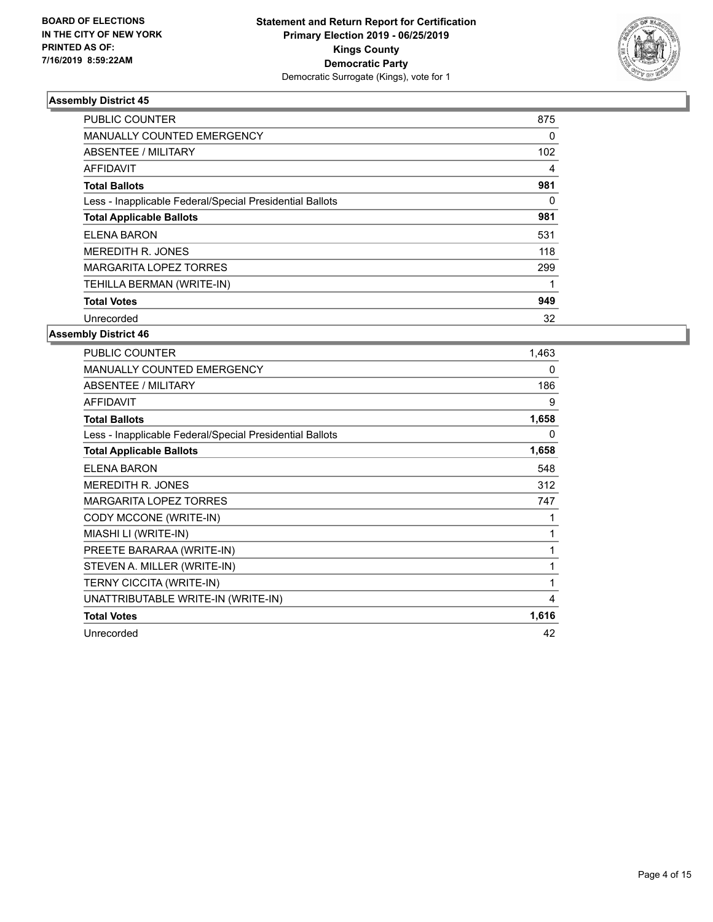**BOARD OF ELECTIONS IN THE CITY OF NEW YORK PRINTED AS OF: 7/16/2019 8:59:22AM**

**Statement and Return Report for Certification Primary Election 2019 - 06/25/2019 Kings County Democratic Party**

Democratic Surrogate (Kings), vote for 1

### Assembly District 45

| | |
|---|---|
| PUBLIC COUNTER | 875 |
| MANUALLY COUNTED EMERGENCY | 0 |
| ABSENTEE / MILITARY | 102 |
| AFFIDAVIT | 4 |
| **Total Ballots** | **981** |
| Less - Inapplicable Federal/Special Presidential Ballots | 0 |
| **Total Applicable Ballots** | **981** |
| ELENA BARON | 531 |
| MEREDITH R. JONES | 118 |
| MARGARITA LOPEZ TORRES | 299 |
| TEHILLA BERMAN (WRITE-IN) | 1 |
| **Total Votes** | **949** |
| Unrecorded | 32 |

### Assembly District 46

| | |
|---|---|
| PUBLIC COUNTER | 1,463 |
| MANUALLY COUNTED EMERGENCY | 0 |
| ABSENTEE / MILITARY | 186 |
| AFFIDAVIT | 9 |
| **Total Ballots** | **1,658** |
| Less - Inapplicable Federal/Special Presidential Ballots | 0 |
| **Total Applicable Ballots** | **1,658** |
| ELENA BARON | 548 |
| MEREDITH R. JONES | 312 |
| MARGARITA LOPEZ TORRES | 747 |
| CODY MCCONE (WRITE-IN) | 1 |
| MIASHI LI (WRITE-IN) | 1 |
| PREETE BARARAA (WRITE-IN) | 1 |
| STEVEN A. MILLER (WRITE-IN) | 1 |
| TERNY CICCITA (WRITE-IN) | 1 |
| UNATTRIBUTABLE WRITE-IN (WRITE-IN) | 4 |
| **Total Votes** | **1,616** |
| Unrecorded | 42 |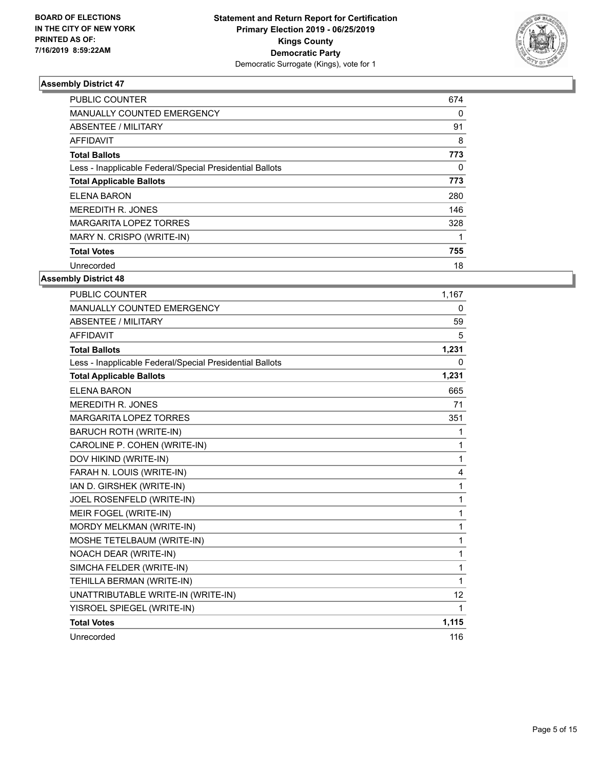**BOARD OF ELECTIONS IN THE CITY OF NEW YORK PRINTED AS OF: 7/16/2019 8:59:22AM**

**Statement and Return Report for Certification Primary Election 2019 - 06/25/2019 Kings County Democratic Party**
Democratic Surrogate (Kings), vote for 1

### Assembly District 47

| | |
|---|---|
| PUBLIC COUNTER | 674 |
| MANUALLY COUNTED EMERGENCY | 0 |
| ABSENTEE / MILITARY | 91 |
| AFFIDAVIT | 8 |
| **Total Ballots** | **773** |
| Less - Inapplicable Federal/Special Presidential Ballots | 0 |
| **Total Applicable Ballots** | **773** |
| ELENA BARON | 280 |
| MEREDITH R. JONES | 146 |
| MARGARITA LOPEZ TORRES | 328 |
| MARY N. CRISPO (WRITE-IN) | 1 |
| **Total Votes** | **755** |
| Unrecorded | 18 |

### Assembly District 48

| | |
|---|---|
| PUBLIC COUNTER | 1,167 |
| MANUALLY COUNTED EMERGENCY | 0 |
| ABSENTEE / MILITARY | 59 |
| AFFIDAVIT | 5 |
| **Total Ballots** | **1,231** |
| Less - Inapplicable Federal/Special Presidential Ballots | 0 |
| **Total Applicable Ballots** | **1,231** |
| ELENA BARON | 665 |
| MEREDITH R. JONES | 71 |
| MARGARITA LOPEZ TORRES | 351 |
| BARUCH ROTH (WRITE-IN) | 1 |
| CAROLINE P. COHEN (WRITE-IN) | 1 |
| DOV HIKIND (WRITE-IN) | 1 |
| FARAH N. LOUIS (WRITE-IN) | 4 |
| IAN D. GIRSHEK (WRITE-IN) | 1 |
| JOEL ROSENFELD (WRITE-IN) | 1 |
| MEIR FOGEL (WRITE-IN) | 1 |
| MORDY MELKMAN (WRITE-IN) | 1 |
| MOSHE TETELBAUM (WRITE-IN) | 1 |
| NOACH DEAR (WRITE-IN) | 1 |
| SIMCHA FELDER (WRITE-IN) | 1 |
| TEHILLA BERMAN (WRITE-IN) | 1 |
| UNATTRIBUTABLE WRITE-IN (WRITE-IN) | 12 |
| YISROEL SPIEGEL (WRITE-IN) | 1 |
| **Total Votes** | **1,115** |
| Unrecorded | 116 |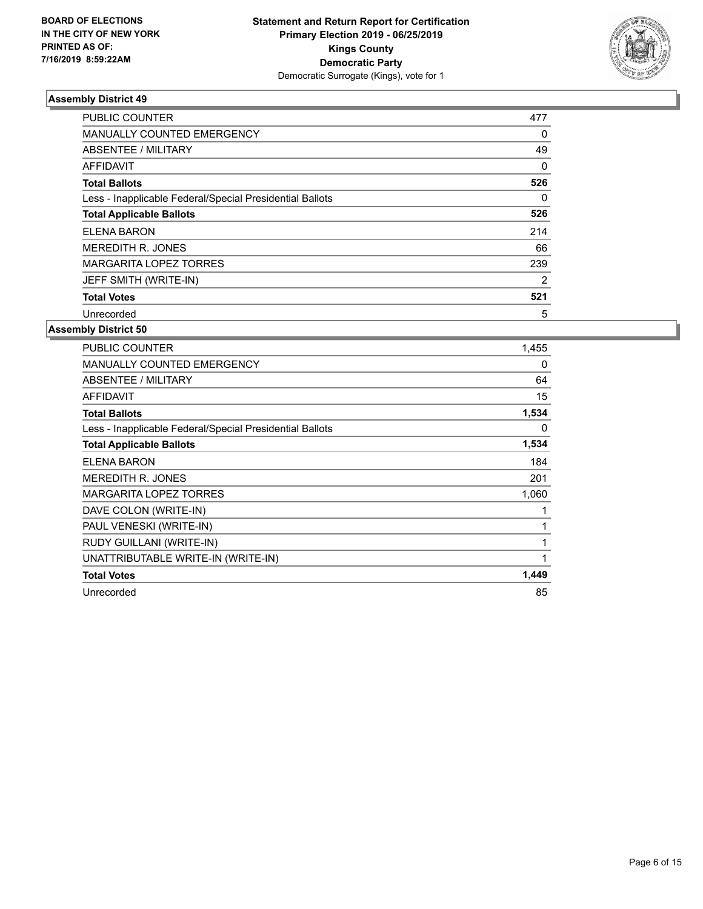BOARD OF ELECTIONS
IN THE CITY OF NEW YORK
PRINTED AS OF:
7/16/2019 8:59:22AM

**Statement and Return Report for Certification**
**Primary Election 2019 - 06/25/2019**
**Kings County**
**Democratic Party**
Democratic Surrogate (Kings), vote for 1

### Assembly District 49

| | |
|---|---|
| PUBLIC COUNTER | 477 |
| MANUALLY COUNTED EMERGENCY | 0 |
| ABSENTEE / MILITARY | 49 |
| AFFIDAVIT | 0 |
| **Total Ballots** | **526** |
| Less - Inapplicable Federal/Special Presidential Ballots | 0 |
| **Total Applicable Ballots** | **526** |
| ELENA BARON | 214 |
| MEREDITH R. JONES | 66 |
| MARGARITA LOPEZ TORRES | 239 |
| JEFF SMITH (WRITE-IN) | 2 |
| **Total Votes** | **521** |
| Unrecorded | 5 |

### Assembly District 50

| | |
|---|---|
| PUBLIC COUNTER | 1,455 |
| MANUALLY COUNTED EMERGENCY | 0 |
| ABSENTEE / MILITARY | 64 |
| AFFIDAVIT | 15 |
| **Total Ballots** | **1,534** |
| Less - Inapplicable Federal/Special Presidential Ballots | 0 |
| **Total Applicable Ballots** | **1,534** |
| ELENA BARON | 184 |
| MEREDITH R. JONES | 201 |
| MARGARITA LOPEZ TORRES | 1,060 |
| DAVE COLON (WRITE-IN) | 1 |
| PAUL VENESKI (WRITE-IN) | 1 |
| RUDY GUILLANI (WRITE-IN) | 1 |
| UNATTRIBUTABLE WRITE-IN (WRITE-IN) | 1 |
| **Total Votes** | **1,449** |
| Unrecorded | 85 |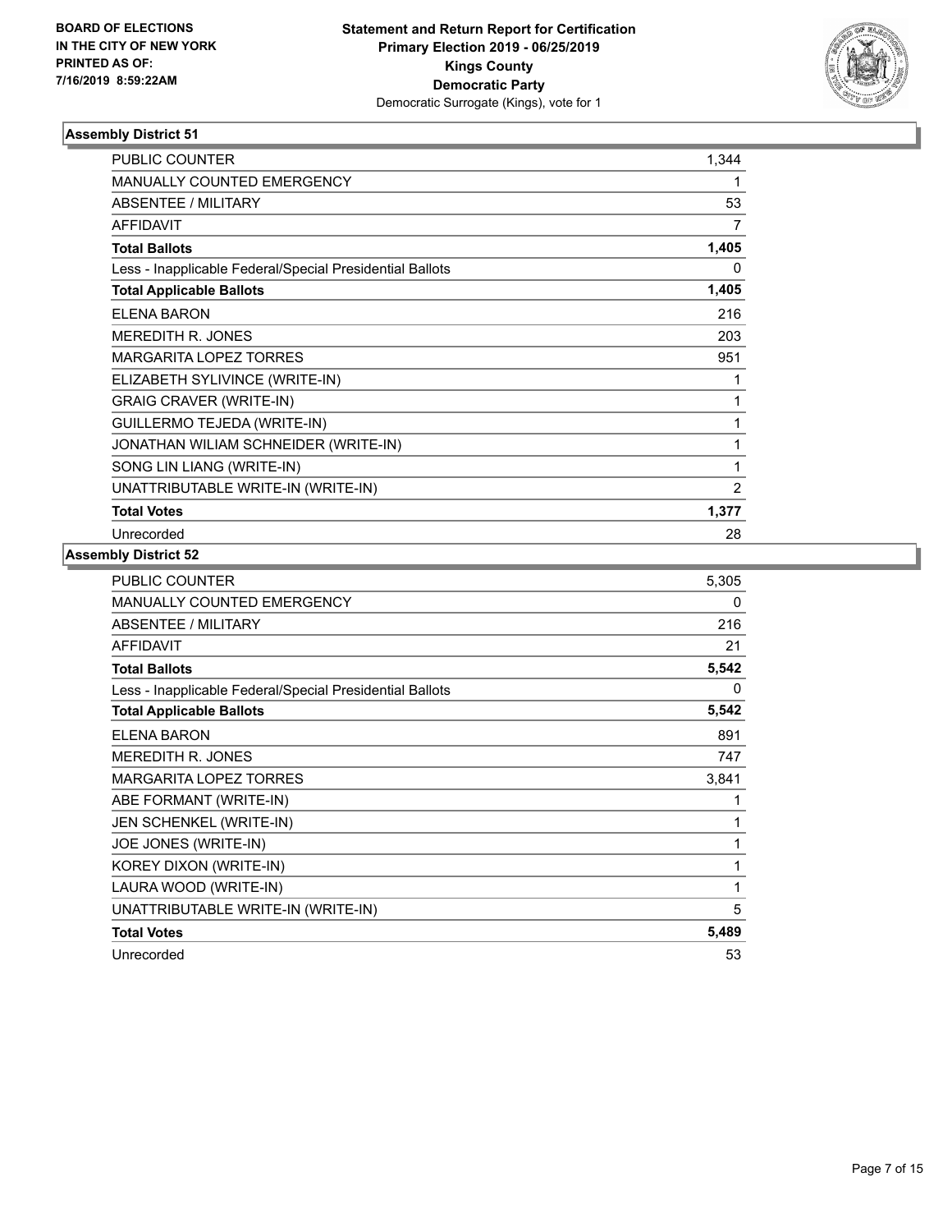**BOARD OF ELECTIONS IN THE CITY OF NEW YORK PRINTED AS OF: 7/16/2019 8:59:22AM**

**Statement and Return Report for Certification Primary Election 2019 - 06/25/2019 Kings County Democratic Party**
Democratic Surrogate (Kings), vote for 1

### Assembly District 51

| | |
|---|---|
| PUBLIC COUNTER | 1,344 |
| MANUALLY COUNTED EMERGENCY | 1 |
| ABSENTEE / MILITARY | 53 |
| AFFIDAVIT | 7 |
| **Total Ballots** | **1,405** |
| Less - Inapplicable Federal/Special Presidential Ballots | 0 |
| **Total Applicable Ballots** | **1,405** |
| ELENA BARON | 216 |
| MEREDITH R. JONES | 203 |
| MARGARITA LOPEZ TORRES | 951 |
| ELIZABETH SYLIVINCE (WRITE-IN) | 1 |
| GRAIG CRAVER (WRITE-IN) | 1 |
| GUILLERMO TEJEDA (WRITE-IN) | 1 |
| JONATHAN WILIAM SCHNEIDER (WRITE-IN) | 1 |
| SONG LIN LIANG (WRITE-IN) | 1 |
| UNATTRIBUTABLE WRITE-IN (WRITE-IN) | 2 |
| **Total Votes** | **1,377** |
| Unrecorded | 28 |

### Assembly District 52

| | |
|---|---|
| PUBLIC COUNTER | 5,305 |
| MANUALLY COUNTED EMERGENCY | 0 |
| ABSENTEE / MILITARY | 216 |
| AFFIDAVIT | 21 |
| **Total Ballots** | **5,542** |
| Less - Inapplicable Federal/Special Presidential Ballots | 0 |
| **Total Applicable Ballots** | **5,542** |
| ELENA BARON | 891 |
| MEREDITH R. JONES | 747 |
| MARGARITA LOPEZ TORRES | 3,841 |
| ABE FORMANT (WRITE-IN) | 1 |
| JEN SCHENKEL (WRITE-IN) | 1 |
| JOE JONES (WRITE-IN) | 1 |
| KOREY DIXON (WRITE-IN) | 1 |
| LAURA WOOD (WRITE-IN) | 1 |
| UNATTRIBUTABLE WRITE-IN (WRITE-IN) | 5 |
| **Total Votes** | **5,489** |
| Unrecorded | 53 |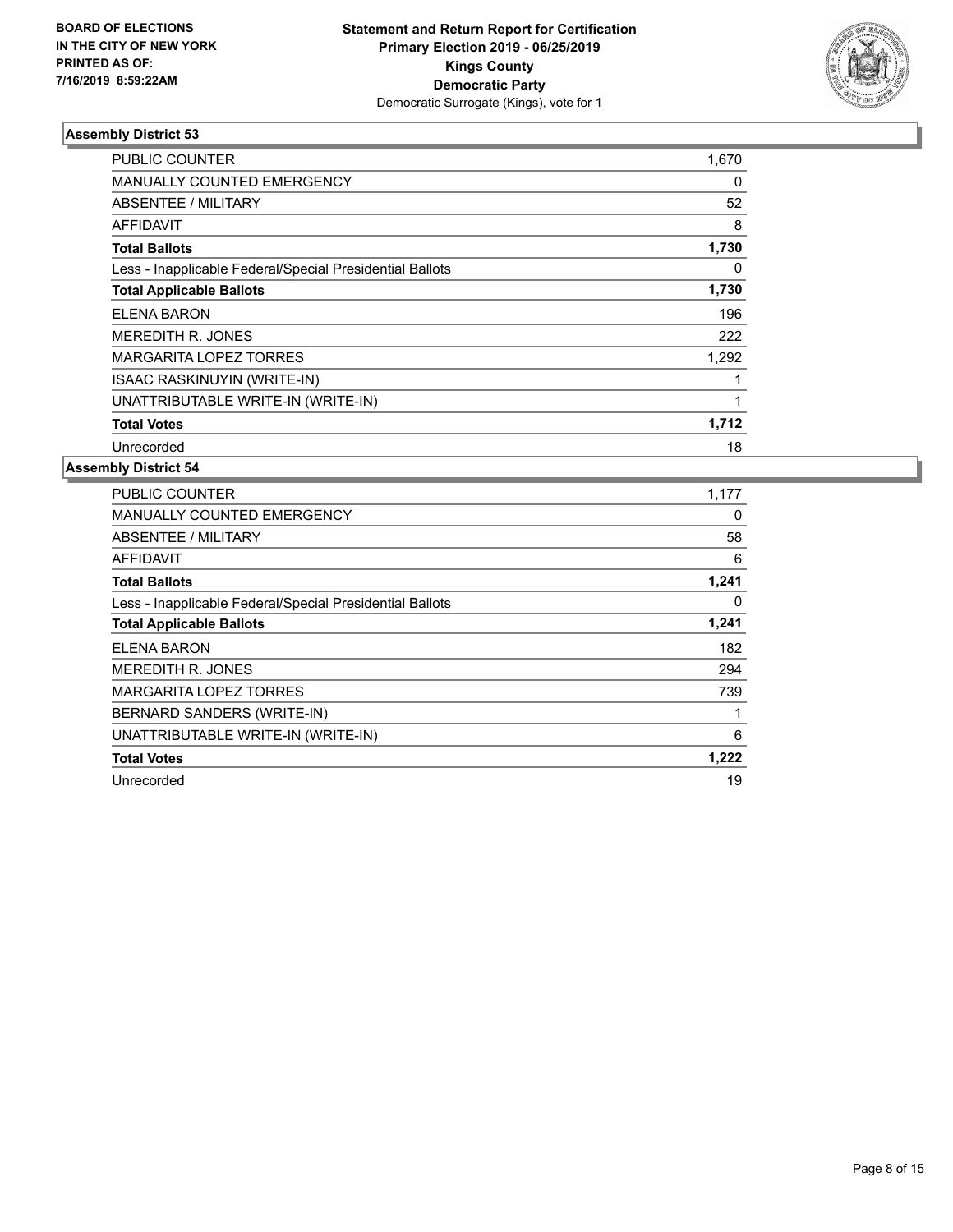**BOARD OF ELECTIONS IN THE CITY OF NEW YORK PRINTED AS OF: 7/16/2019 8:59:22AM**

**Statement and Return Report for Certification**
**Primary Election 2019 - 06/25/2019**
**Kings County**
**Democratic Party**
Democratic Surrogate (Kings), vote for 1

### Assembly District 53

| | |
|---|---|
| PUBLIC COUNTER | 1,670 |
| MANUALLY COUNTED EMERGENCY | 0 |
| ABSENTEE / MILITARY | 52 |
| AFFIDAVIT | 8 |
| **Total Ballots** | **1,730** |
| Less - Inapplicable Federal/Special Presidential Ballots | 0 |
| **Total Applicable Ballots** | **1,730** |
| ELENA BARON | 196 |
| MEREDITH R. JONES | 222 |
| MARGARITA LOPEZ TORRES | 1,292 |
| ISAAC RASKINUYIN (WRITE-IN) | 1 |
| UNATTRIBUTABLE WRITE-IN (WRITE-IN) | 1 |
| **Total Votes** | **1,712** |
| Unrecorded | 18 |

### Assembly District 54

| | |
|---|---|
| PUBLIC COUNTER | 1,177 |
| MANUALLY COUNTED EMERGENCY | 0 |
| ABSENTEE / MILITARY | 58 |
| AFFIDAVIT | 6 |
| **Total Ballots** | **1,241** |
| Less - Inapplicable Federal/Special Presidential Ballots | 0 |
| **Total Applicable Ballots** | **1,241** |
| ELENA BARON | 182 |
| MEREDITH R. JONES | 294 |
| MARGARITA LOPEZ TORRES | 739 |
| BERNARD SANDERS (WRITE-IN) | 1 |
| UNATTRIBUTABLE WRITE-IN (WRITE-IN) | 6 |
| **Total Votes** | **1,222** |
| Unrecorded | 19 |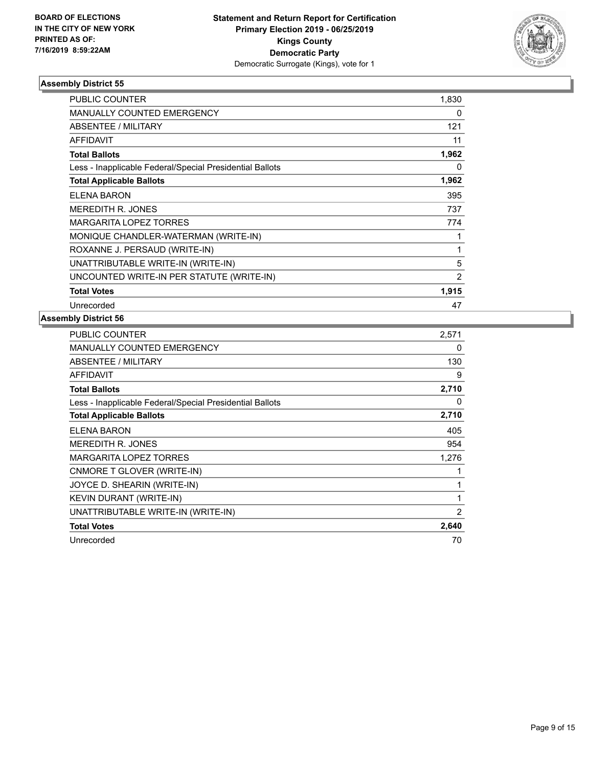BOARD OF ELECTIONS
IN THE CITY OF NEW YORK
PRINTED AS OF:
7/16/2019 8:59:22AM

**Statement and Return Report for Certification**
**Primary Election 2019 - 06/25/2019**
**Kings County**
**Democratic Party**
Democratic Surrogate (Kings), vote for 1

### Assembly District 55

| | |
|---|---|
| PUBLIC COUNTER | 1,830 |
| MANUALLY COUNTED EMERGENCY | 0 |
| ABSENTEE / MILITARY | 121 |
| AFFIDAVIT | 11 |
| **Total Ballots** | **1,962** |
| Less - Inapplicable Federal/Special Presidential Ballots | 0 |
| **Total Applicable Ballots** | **1,962** |
| ELENA BARON | 395 |
| MEREDITH R. JONES | 737 |
| MARGARITA LOPEZ TORRES | 774 |
| MONIQUE CHANDLER-WATERMAN (WRITE-IN) | 1 |
| ROXANNE J. PERSAUD (WRITE-IN) | 1 |
| UNATTRIBUTABLE WRITE-IN (WRITE-IN) | 5 |
| UNCOUNTED WRITE-IN PER STATUTE (WRITE-IN) | 2 |
| **Total Votes** | **1,915** |
| Unrecorded | 47 |

### Assembly District 56

| | |
|---|---|
| PUBLIC COUNTER | 2,571 |
| MANUALLY COUNTED EMERGENCY | 0 |
| ABSENTEE / MILITARY | 130 |
| AFFIDAVIT | 9 |
| **Total Ballots** | **2,710** |
| Less - Inapplicable Federal/Special Presidential Ballots | 0 |
| **Total Applicable Ballots** | **2,710** |
| ELENA BARON | 405 |
| MEREDITH R. JONES | 954 |
| MARGARITA LOPEZ TORRES | 1,276 |
| CNMORE T GLOVER (WRITE-IN) | 1 |
| JOYCE D. SHEARIN (WRITE-IN) | 1 |
| KEVIN DURANT (WRITE-IN) | 1 |
| UNATTRIBUTABLE WRITE-IN (WRITE-IN) | 2 |
| **Total Votes** | **2,640** |
| Unrecorded | 70 |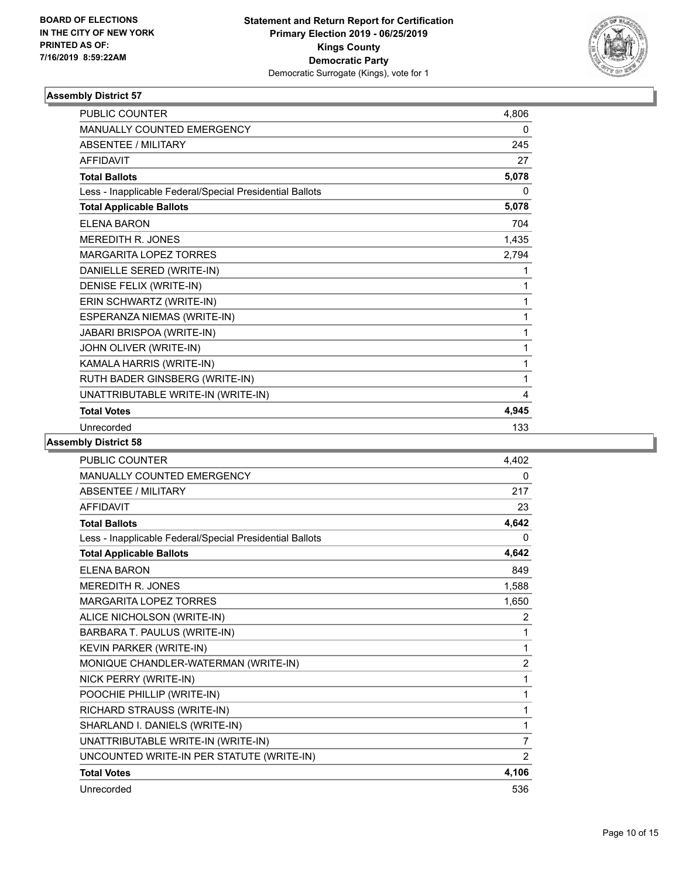BOARD OF ELECTIONS
IN THE CITY OF NEW YORK
PRINTED AS OF:
7/16/2019 8:59:22AM

**Statement and Return Report for Certification**
**Primary Election 2019 - 06/25/2019**
**Kings County**
**Democratic Party**
Democratic Surrogate (Kings), vote for 1

### Assembly District 57

| | |
|---|---|
| PUBLIC COUNTER | 4,806 |
| MANUALLY COUNTED EMERGENCY | 0 |
| ABSENTEE / MILITARY | 245 |
| AFFIDAVIT | 27 |
| **Total Ballots** | **5,078** |
| Less - Inapplicable Federal/Special Presidential Ballots | 0 |
| **Total Applicable Ballots** | **5,078** |
| ELENA BARON | 704 |
| MEREDITH R. JONES | 1,435 |
| MARGARITA LOPEZ TORRES | 2,794 |
| DANIELLE SERED (WRITE-IN) | 1 |
| DENISE FELIX (WRITE-IN) | 1 |
| ERIN SCHWARTZ (WRITE-IN) | 1 |
| ESPERANZA NIEMAS (WRITE-IN) | 1 |
| JABARI BRISPOA (WRITE-IN) | 1 |
| JOHN OLIVER (WRITE-IN) | 1 |
| KAMALA HARRIS (WRITE-IN) | 1 |
| RUTH BADER GINSBERG (WRITE-IN) | 1 |
| UNATTRIBUTABLE WRITE-IN (WRITE-IN) | 4 |
| **Total Votes** | **4,945** |
| Unrecorded | 133 |

### Assembly District 58

| | |
|---|---|
| PUBLIC COUNTER | 4,402 |
| MANUALLY COUNTED EMERGENCY | 0 |
| ABSENTEE / MILITARY | 217 |
| AFFIDAVIT | 23 |
| **Total Ballots** | **4,642** |
| Less - Inapplicable Federal/Special Presidential Ballots | 0 |
| **Total Applicable Ballots** | **4,642** |
| ELENA BARON | 849 |
| MEREDITH R. JONES | 1,588 |
| MARGARITA LOPEZ TORRES | 1,650 |
| ALICE NICHOLSON (WRITE-IN) | 2 |
| BARBARA T. PAULUS (WRITE-IN) | 1 |
| KEVIN PARKER (WRITE-IN) | 1 |
| MONIQUE CHANDLER-WATERMAN (WRITE-IN) | 2 |
| NICK PERRY (WRITE-IN) | 1 |
| POOCHIE PHILLIP (WRITE-IN) | 1 |
| RICHARD STRAUSS (WRITE-IN) | 1 |
| SHARLAND I. DANIELS (WRITE-IN) | 1 |
| UNATTRIBUTABLE WRITE-IN (WRITE-IN) | 7 |
| UNCOUNTED WRITE-IN PER STATUTE (WRITE-IN) | 2 |
| **Total Votes** | **4,106** |
| Unrecorded | 536 |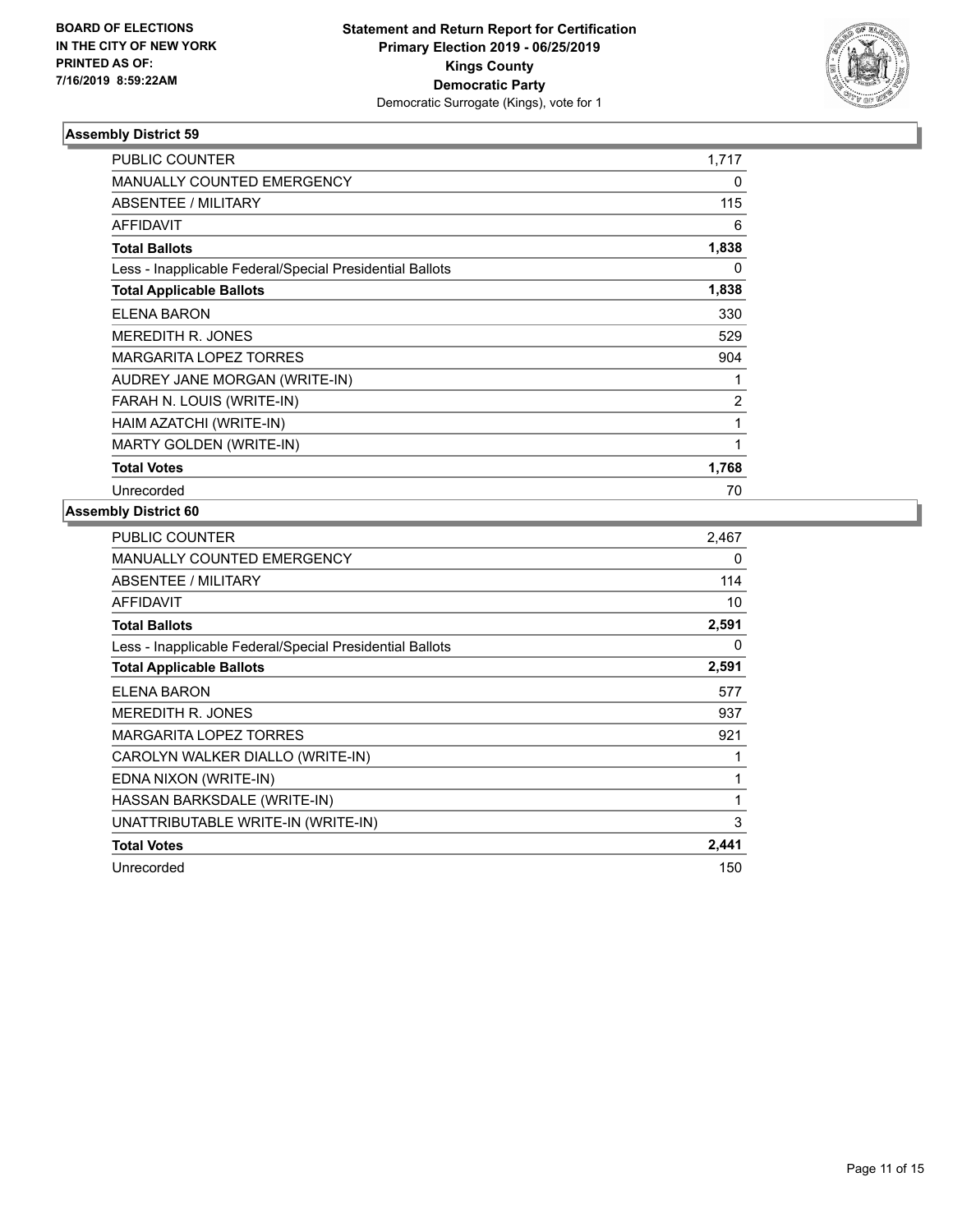BOARD OF ELECTIONS
IN THE CITY OF NEW YORK
PRINTED AS OF:
7/16/2019 8:59:22AM

**Statement and Return Report for Certification**
**Primary Election 2019 - 06/25/2019**
**Kings County**
**Democratic Party**
Democratic Surrogate (Kings), vote for 1

## Assembly District 59

| | |
|---|---|
| PUBLIC COUNTER | 1,717 |
| MANUALLY COUNTED EMERGENCY | 0 |
| ABSENTEE / MILITARY | 115 |
| AFFIDAVIT | 6 |
| **Total Ballots** | **1,838** |
| Less - Inapplicable Federal/Special Presidential Ballots | 0 |
| **Total Applicable Ballots** | **1,838** |
| ELENA BARON | 330 |
| MEREDITH R. JONES | 529 |
| MARGARITA LOPEZ TORRES | 904 |
| AUDREY JANE MORGAN (WRITE-IN) | 1 |
| FARAH N. LOUIS (WRITE-IN) | 2 |
| HAIM AZATCHI (WRITE-IN) | 1 |
| MARTY GOLDEN (WRITE-IN) | 1 |
| **Total Votes** | **1,768** |
| Unrecorded | 70 |

## Assembly District 60

| | |
|---|---|
| PUBLIC COUNTER | 2,467 |
| MANUALLY COUNTED EMERGENCY | 0 |
| ABSENTEE / MILITARY | 114 |
| AFFIDAVIT | 10 |
| **Total Ballots** | **2,591** |
| Less - Inapplicable Federal/Special Presidential Ballots | 0 |
| **Total Applicable Ballots** | **2,591** |
| ELENA BARON | 577 |
| MEREDITH R. JONES | 937 |
| MARGARITA LOPEZ TORRES | 921 |
| CAROLYN WALKER DIALLO (WRITE-IN) | 1 |
| EDNA NIXON (WRITE-IN) | 1 |
| HASSAN BARKSDALE (WRITE-IN) | 1 |
| UNATTRIBUTABLE WRITE-IN (WRITE-IN) | 3 |
| **Total Votes** | **2,441** |
| Unrecorded | 150 |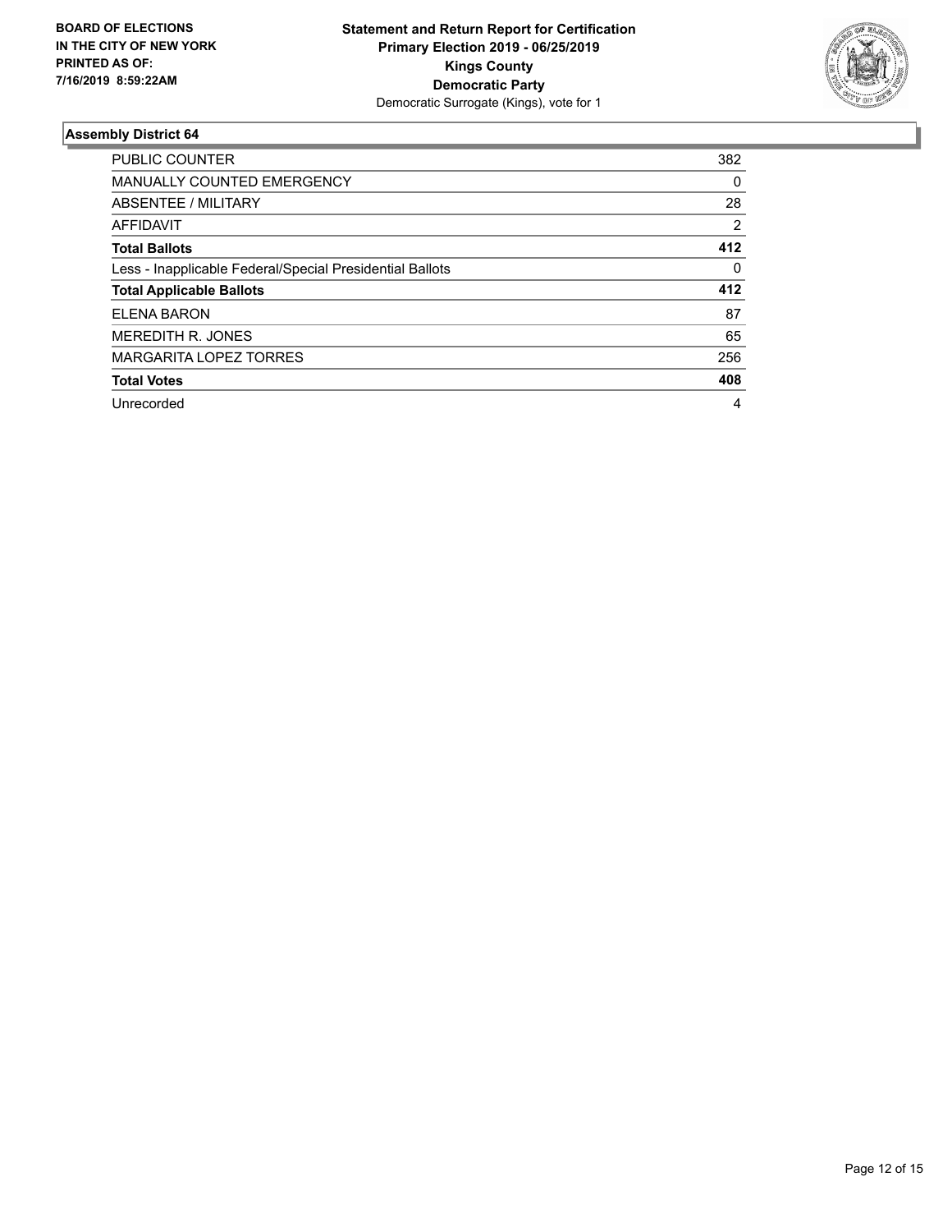**BOARD OF ELECTIONS IN THE CITY OF NEW YORK PRINTED AS OF: 7/16/2019 8:59:22AM**

**Statement and Return Report for Certification**
**Primary Election 2019 - 06/25/2019**
**Kings County**
**Democratic Party**
Democratic Surrogate (Kings), vote for 1

### Assembly District 64

| | |
|---|---|
| PUBLIC COUNTER | 382 |
| MANUALLY COUNTED EMERGENCY | 0 |
| ABSENTEE / MILITARY | 28 |
| AFFIDAVIT | 2 |
| **Total Ballots** | **412** |
| Less - Inapplicable Federal/Special Presidential Ballots | 0 |
| **Total Applicable Ballots** | **412** |
| ELENA BARON | 87 |
| MEREDITH R. JONES | 65 |
| MARGARITA LOPEZ TORRES | 256 |
| **Total Votes** | **408** |
| Unrecorded | 4 |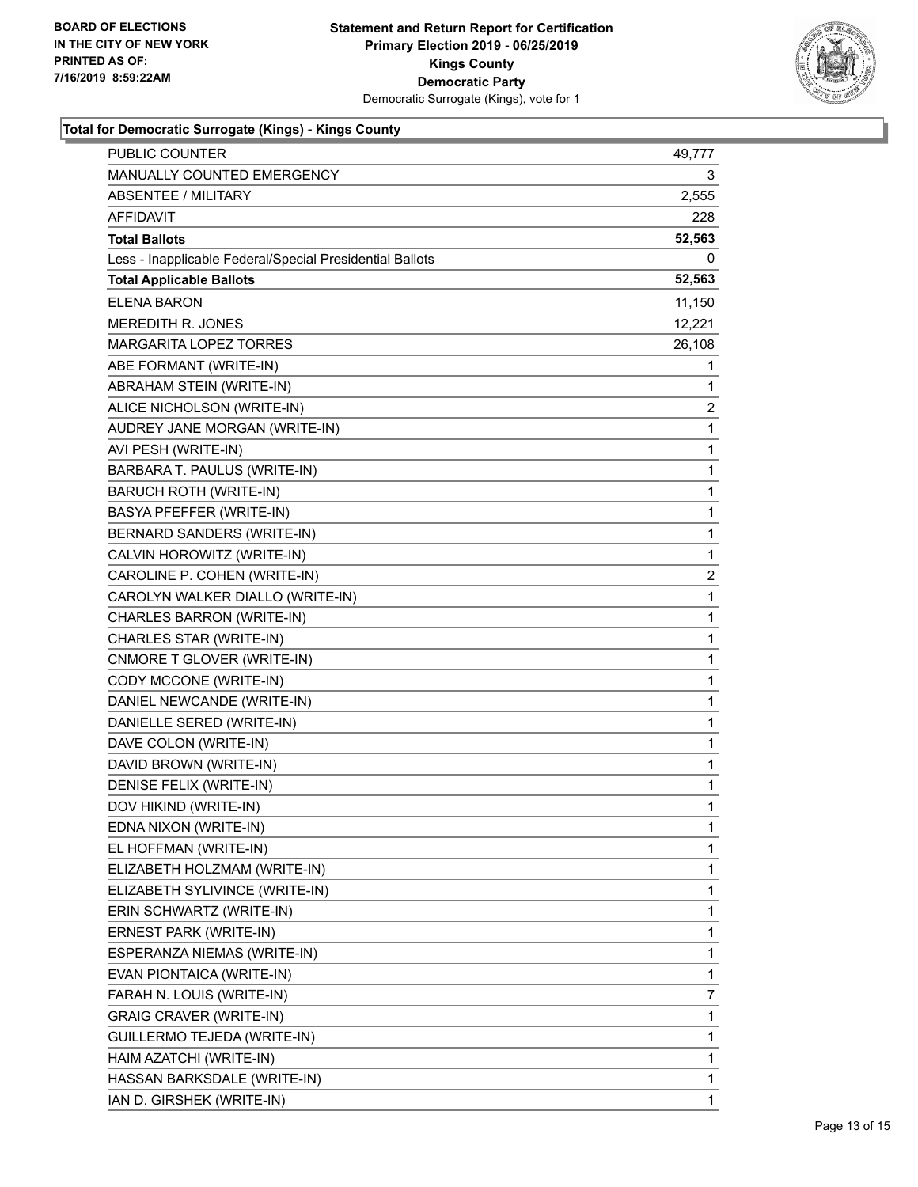**BOARD OF ELECTIONS IN THE CITY OF NEW YORK PRINTED AS OF: 7/16/2019 8:59:22AM**

**Statement and Return Report for Certification Primary Election 2019 - 06/25/2019 Kings County Democratic Party**
Democratic Surrogate (Kings), vote for 1

**Total for Democratic Surrogate (Kings) - Kings County**

| | |
|---|---|
| PUBLIC COUNTER | 49,777 |
| MANUALLY COUNTED EMERGENCY | 3 |
| ABSENTEE / MILITARY | 2,555 |
| AFFIDAVIT | 228 |
| **Total Ballots** | **52,563** |
| Less - Inapplicable Federal/Special Presidential Ballots | 0 |
| **Total Applicable Ballots** | **52,563** |
| ELENA BARON | 11,150 |
| MEREDITH R. JONES | 12,221 |
| MARGARITA LOPEZ TORRES | 26,108 |
| ABE FORMANT (WRITE-IN) | 1 |
| ABRAHAM STEIN (WRITE-IN) | 1 |
| ALICE NICHOLSON (WRITE-IN) | 2 |
| AUDREY JANE MORGAN (WRITE-IN) | 1 |
| AVI PESH (WRITE-IN) | 1 |
| BARBARA T. PAULUS (WRITE-IN) | 1 |
| BARUCH ROTH (WRITE-IN) | 1 |
| BASYA PFEFFER (WRITE-IN) | 1 |
| BERNARD SANDERS (WRITE-IN) | 1 |
| CALVIN HOROWITZ (WRITE-IN) | 1 |
| CAROLINE P. COHEN (WRITE-IN) | 2 |
| CAROLYN WALKER DIALLO (WRITE-IN) | 1 |
| CHARLES BARRON (WRITE-IN) | 1 |
| CHARLES STAR (WRITE-IN) | 1 |
| CNMORE T GLOVER (WRITE-IN) | 1 |
| CODY MCCONE (WRITE-IN) | 1 |
| DANIEL NEWCANDE (WRITE-IN) | 1 |
| DANIELLE SERED (WRITE-IN) | 1 |
| DAVE COLON (WRITE-IN) | 1 |
| DAVID BROWN (WRITE-IN) | 1 |
| DENISE FELIX (WRITE-IN) | 1 |
| DOV HIKIND (WRITE-IN) | 1 |
| EDNA NIXON (WRITE-IN) | 1 |
| EL HOFFMAN (WRITE-IN) | 1 |
| ELIZABETH HOLZMAM (WRITE-IN) | 1 |
| ELIZABETH SYLIVINCE (WRITE-IN) | 1 |
| ERIN SCHWARTZ (WRITE-IN) | 1 |
| ERNEST PARK (WRITE-IN) | 1 |
| ESPERANZA NIEMAS (WRITE-IN) | 1 |
| EVAN PIONTAICA (WRITE-IN) | 1 |
| FARAH N. LOUIS (WRITE-IN) | 7 |
| GRAIG CRAVER (WRITE-IN) | 1 |
| GUILLERMO TEJEDA (WRITE-IN) | 1 |
| HAIM AZATCHI (WRITE-IN) | 1 |
| HASSAN BARKSDALE (WRITE-IN) | 1 |
| IAN D. GIRSHEK (WRITE-IN) | 1 |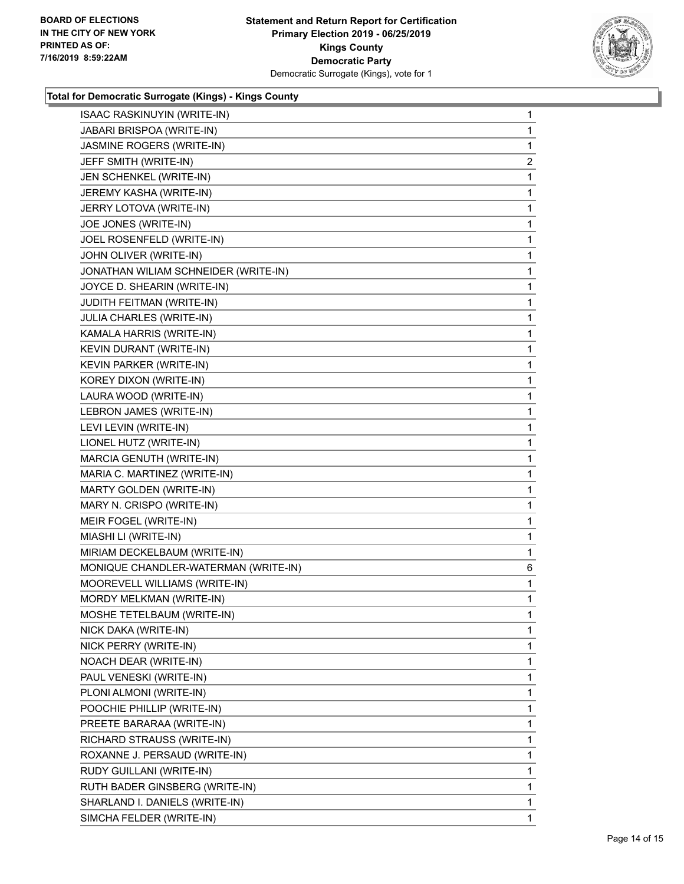**Total for Democratic Surrogate (Kings) - Kings County**

| | |
|---|---|
| ISAAC RASKINUYIN (WRITE-IN) | 1 |
| JABARI BRISPOA (WRITE-IN) | 1 |
| JASMINE ROGERS (WRITE-IN) | 1 |
| JEFF SMITH (WRITE-IN) | 2 |
| JEN SCHENKEL (WRITE-IN) | 1 |
| JEREMY KASHA (WRITE-IN) | 1 |
| JERRY LOTOVA (WRITE-IN) | 1 |
| JOE JONES (WRITE-IN) | 1 |
| JOEL ROSENFELD (WRITE-IN) | 1 |
| JOHN OLIVER (WRITE-IN) | 1 |
| JONATHAN WILIAM SCHNEIDER (WRITE-IN) | 1 |
| JOYCE D. SHEARIN (WRITE-IN) | 1 |
| JUDITH FEITMAN (WRITE-IN) | 1 |
| JULIA CHARLES (WRITE-IN) | 1 |
| KAMALA HARRIS (WRITE-IN) | 1 |
| KEVIN DURANT (WRITE-IN) | 1 |
| KEVIN PARKER (WRITE-IN) | 1 |
| KOREY DIXON (WRITE-IN) | 1 |
| LAURA WOOD (WRITE-IN) | 1 |
| LEBRON JAMES (WRITE-IN) | 1 |
| LEVI LEVIN (WRITE-IN) | 1 |
| LIONEL HUTZ (WRITE-IN) | 1 |
| MARCIA GENUTH (WRITE-IN) | 1 |
| MARIA C. MARTINEZ (WRITE-IN) | 1 |
| MARTY GOLDEN (WRITE-IN) | 1 |
| MARY N. CRISPO (WRITE-IN) | 1 |
| MEIR FOGEL (WRITE-IN) | 1 |
| MIASHI LI (WRITE-IN) | 1 |
| MIRIAM DECKELBAUM (WRITE-IN) | 1 |
| MONIQUE CHANDLER-WATERMAN (WRITE-IN) | 6 |
| MOOREVELL WILLIAMS (WRITE-IN) | 1 |
| MORDY MELKMAN (WRITE-IN) | 1 |
| MOSHE TETELBAUM (WRITE-IN) | 1 |
| NICK DAKA (WRITE-IN) | 1 |
| NICK PERRY (WRITE-IN) | 1 |
| NOACH DEAR (WRITE-IN) | 1 |
| PAUL VENESKI (WRITE-IN) | 1 |
| PLONI ALMONI (WRITE-IN) | 1 |
| POOCHIE PHILLIP (WRITE-IN) | 1 |
| PREETE BARARAA (WRITE-IN) | 1 |
| RICHARD STRAUSS (WRITE-IN) | 1 |
| ROXANNE J. PERSAUD (WRITE-IN) | 1 |
| RUDY GUILLANI (WRITE-IN) | 1 |
| RUTH BADER GINSBERG (WRITE-IN) | 1 |
| SHARLAND I. DANIELS (WRITE-IN) | 1 |
| SIMCHA FELDER (WRITE-IN) | 1 |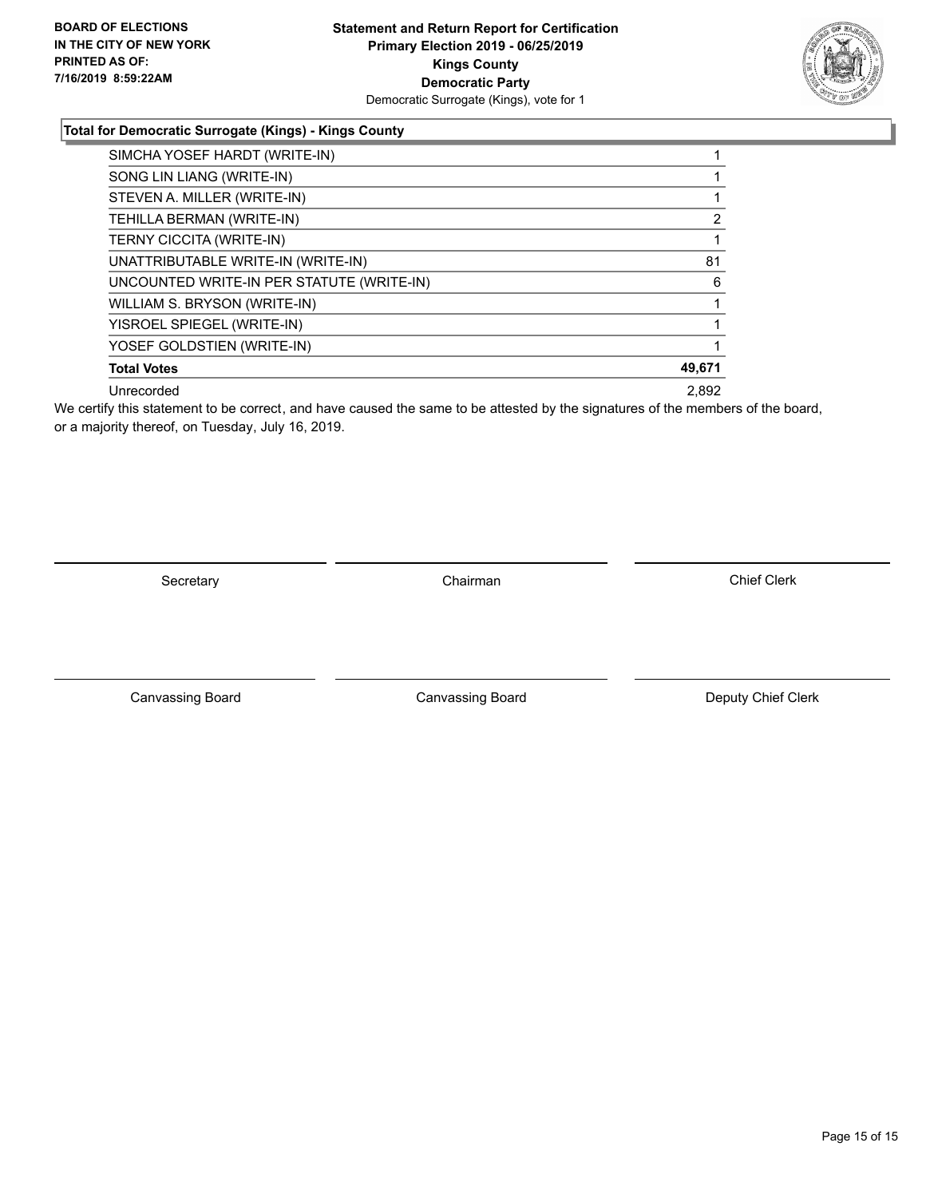**BOARD OF ELECTIONS IN THE CITY OF NEW YORK PRINTED AS OF: 7/16/2019 8:59:22AM**

**Statement and Return Report for Certification**
**Primary Election 2019 - 06/25/2019**
**Kings County**
**Democratic Party**
Democratic Surrogate (Kings), vote for 1

### Total for Democratic Surrogate (Kings) - Kings County

| | |
|---|---|
| SIMCHA YOSEF HARDT (WRITE-IN) | 1 |
| SONG LIN LIANG (WRITE-IN) | 1 |
| STEVEN A. MILLER (WRITE-IN) | 1 |
| TEHILLA BERMAN (WRITE-IN) | 2 |
| TERNY CICCITA (WRITE-IN) | 1 |
| UNATTRIBUTABLE WRITE-IN (WRITE-IN) | 81 |
| UNCOUNTED WRITE-IN PER STATUTE (WRITE-IN) | 6 |
| WILLIAM S. BRYSON (WRITE-IN) | 1 |
| YISROEL SPIEGEL (WRITE-IN) | 1 |
| YOSEF GOLDSTIEN (WRITE-IN) | 1 |
| **Total Votes** | **49,671** |
| Unrecorded | 2,892 |

We certify this statement to be correct, and have caused the same to be attested by the signatures of the members of the board, or a majority thereof, on Tuesday, July 16, 2019.

Secretary

Chairman

Chief Clerk

Canvassing Board

Canvassing Board

Deputy Chief Clerk